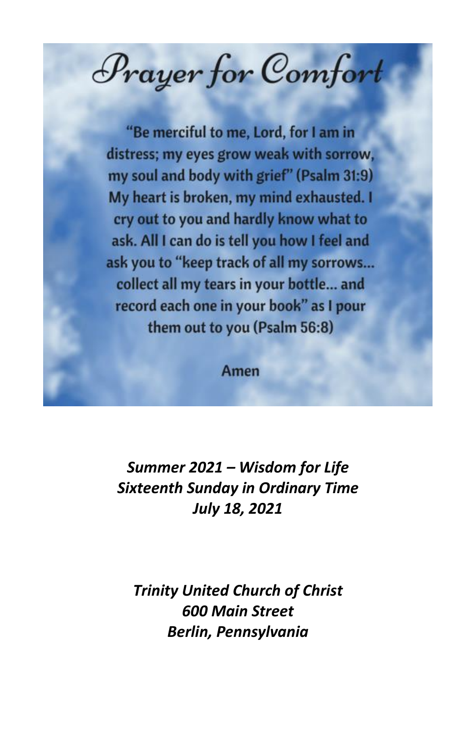# Prayer for Comfort

"Be merciful to me, Lord, for I am in distress; my eyes grow weak with sorrow, my soul and body with grief" (Psalm 31:9) My heart is broken, my mind exhausted. I cry out to you and hardly know what to ask. All I can do is tell you how I feel and ask you to "keep track of all my sorrows... collect all my tears in your bottle... and record each one in your book" as I pour them out to you (Psalm 56:8)

Amen

***Summer 2021 – Wisdom for Life***
***Sixteenth Sunday in Ordinary Time***
***July 18, 2021***

***Trinity United Church of Christ***
***600 Main Street***
***Berlin, Pennsylvania***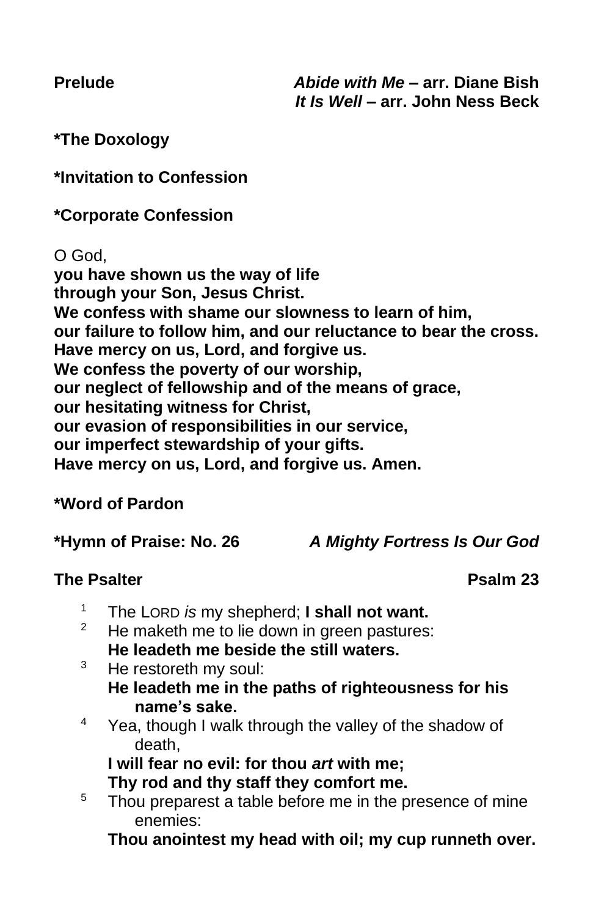**Prelude** *Abide with Me* **– arr. Diane Bish**
*It Is Well* **– arr. John Ness Beck**

**\*The Doxology**

**\*Invitation to Confession**

**\*Corporate Confession**

O God,
**you have shown us the way of life**
**through your Son, Jesus Christ.**
**We confess with shame our slowness to learn of him,**
**our failure to follow him, and our reluctance to bear the cross.**
**Have mercy on us, Lord, and forgive us.**
**We confess the poverty of our worship,**
**our neglect of fellowship and of the means of grace,**
**our hesitating witness for Christ,**
**our evasion of responsibilities in our service,**
**our imperfect stewardship of your gifts.**
**Have mercy on us, Lord, and forgive us. Amen.**

**\*Word of Pardon**

**\*Hymn of Praise: No. 26** ***A Mighty Fortress Is Our God***

**The Psalter** **Psalm 23**

1 The LORD *is* my shepherd; **I shall not want.**
2 He maketh me to lie down in green pastures:
**He leadeth me beside the still waters.**
3 He restoreth my soul:
**He leadeth me in the paths of righteousness for his name's sake.**
4 Yea, though I walk through the valley of the shadow of death,
**I will fear no evil: for thou *art* with me;**
**Thy rod and thy staff they comfort me.**
5 Thou preparest a table before me in the presence of mine enemies:
**Thou anointest my head with oil; my cup runneth over.**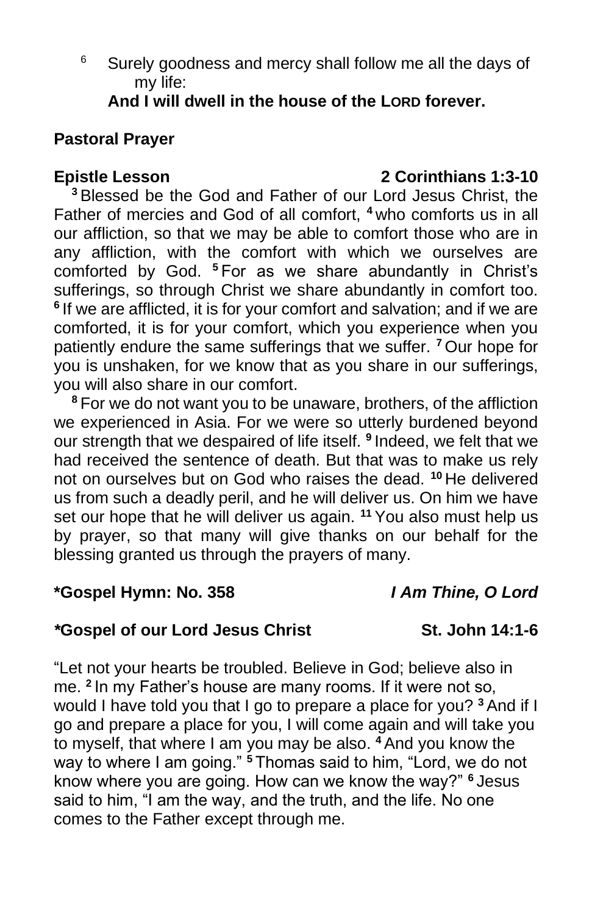6 Surely goodness and mercy shall follow me all the days of my life:
**And I will dwell in the house of the LORD forever.**

**Pastoral Prayer**

**Epistle Lesson 2 Corinthians 1:3-10**

**3** Blessed be the God and Father of our Lord Jesus Christ, the Father of mercies and God of all comfort, **4** who comforts us in all our affliction, so that we may be able to comfort those who are in any affliction, with the comfort with which we ourselves are comforted by God. **5** For as we share abundantly in Christ's sufferings, so through Christ we share abundantly in comfort too. **6** If we are afflicted, it is for your comfort and salvation; and if we are comforted, it is for your comfort, which you experience when you patiently endure the same sufferings that we suffer. **7** Our hope for you is unshaken, for we know that as you share in our sufferings, you will also share in our comfort.

**8** For we do not want you to be unaware, brothers, of the affliction we experienced in Asia. For we were so utterly burdened beyond our strength that we despaired of life itself. **9** Indeed, we felt that we had received the sentence of death. But that was to make us rely not on ourselves but on God who raises the dead. **10** He delivered us from such a deadly peril, and he will deliver us. On him we have set our hope that he will deliver us again. **11** You also must help us by prayer, so that many will give thanks on our behalf for the blessing granted us through the prayers of many.

**\*Gospel Hymn: No. 358** ***I Am Thine, O Lord***

**\*Gospel of our Lord Jesus Christ St. John 14:1-6**

"Let not your hearts be troubled. Believe in God; believe also in me. **2** In my Father's house are many rooms. If it were not so, would I have told you that I go to prepare a place for you? **3** And if I go and prepare a place for you, I will come again and will take you to myself, that where I am you may be also. **4** And you know the way to where I am going." **5** Thomas said to him, "Lord, we do not know where you are going. How can we know the way?" **6** Jesus said to him, "I am the way, and the truth, and the life. No one comes to the Father except through me.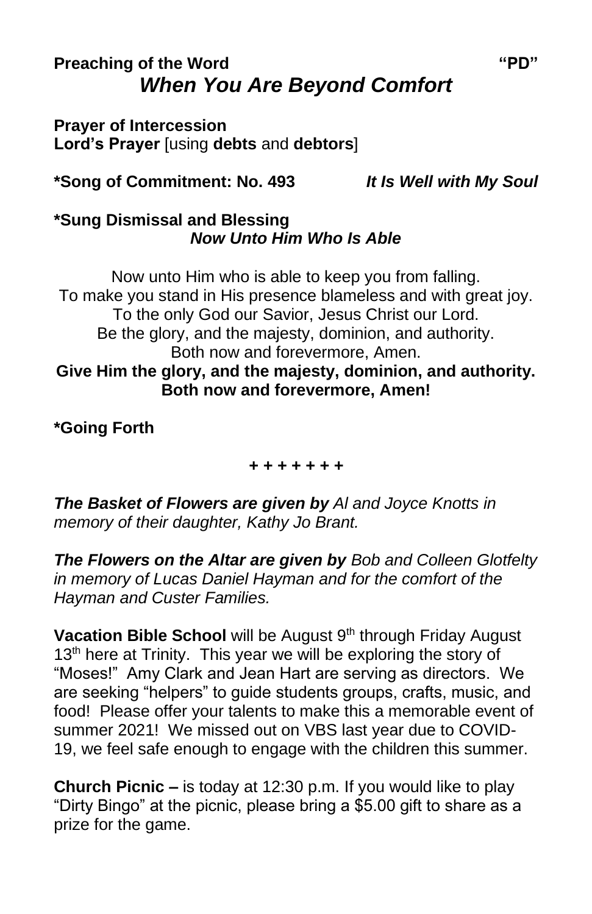**Preaching of the Word** **"PD"**

***When You Are Beyond Comfort***

**Prayer of Intercession**
**Lord's Prayer** [using **debts** and **debtors**]

**\*Song of Commitment: No. 493** ***It Is Well with My Soul***

**\*Sung Dismissal and Blessing**
***Now Unto Him Who Is Able***

Now unto Him who is able to keep you from falling.
To make you stand in His presence blameless and with great joy.
To the only God our Savior, Jesus Christ our Lord.
Be the glory, and the majesty, dominion, and authority.
Both now and forevermore, Amen.
**Give Him the glory, and the majesty, dominion, and authority.**
**Both now and forevermore, Amen!**

**\*Going Forth**

**+ + + + + + +**

***The Basket of Flowers are given by*** *Al and Joyce Knotts in memory of their daughter, Kathy Jo Brant.*

***The Flowers on the Altar are given by*** *Bob and Colleen Glotfelty in memory of Lucas Daniel Hayman and for the comfort of the Hayman and Custer Families.*

**Vacation Bible School** will be August 9th through Friday August 13th here at Trinity. This year we will be exploring the story of "Moses!" Amy Clark and Jean Hart are serving as directors. We are seeking "helpers" to guide students groups, crafts, music, and food! Please offer your talents to make this a memorable event of summer 2021! We missed out on VBS last year due to COVID-19, we feel safe enough to engage with the children this summer.

**Church Picnic –** is today at 12:30 p.m. If you would like to play "Dirty Bingo" at the picnic, please bring a $5.00 gift to share as a prize for the game.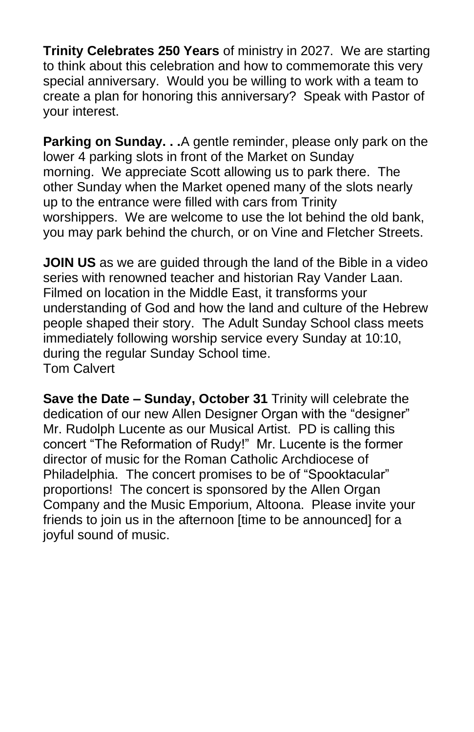**Trinity Celebrates 250 Years** of ministry in 2027. We are starting to think about this celebration and how to commemorate this very special anniversary. Would you be willing to work with a team to create a plan for honoring this anniversary? Speak with Pastor of your interest.

**Parking on Sunday. . .**A gentle reminder, please only park on the lower 4 parking slots in front of the Market on Sunday morning. We appreciate Scott allowing us to park there. The other Sunday when the Market opened many of the slots nearly up to the entrance were filled with cars from Trinity worshippers. We are welcome to use the lot behind the old bank, you may park behind the church, or on Vine and Fletcher Streets.

**JOIN US** as we are guided through the land of the Bible in a video series with renowned teacher and historian Ray Vander Laan. Filmed on location in the Middle East, it transforms your understanding of God and how the land and culture of the Hebrew people shaped their story. The Adult Sunday School class meets immediately following worship service every Sunday at 10:10, during the regular Sunday School time.
Tom Calvert

**Save the Date – Sunday, October 31** Trinity will celebrate the dedication of our new Allen Designer Organ with the "designer" Mr. Rudolph Lucente as our Musical Artist. PD is calling this concert "The Reformation of Rudy!" Mr. Lucente is the former director of music for the Roman Catholic Archdiocese of Philadelphia. The concert promises to be of "Spooktacular" proportions! The concert is sponsored by the Allen Organ Company and the Music Emporium, Altoona. Please invite your friends to join us in the afternoon [time to be announced] for a joyful sound of music.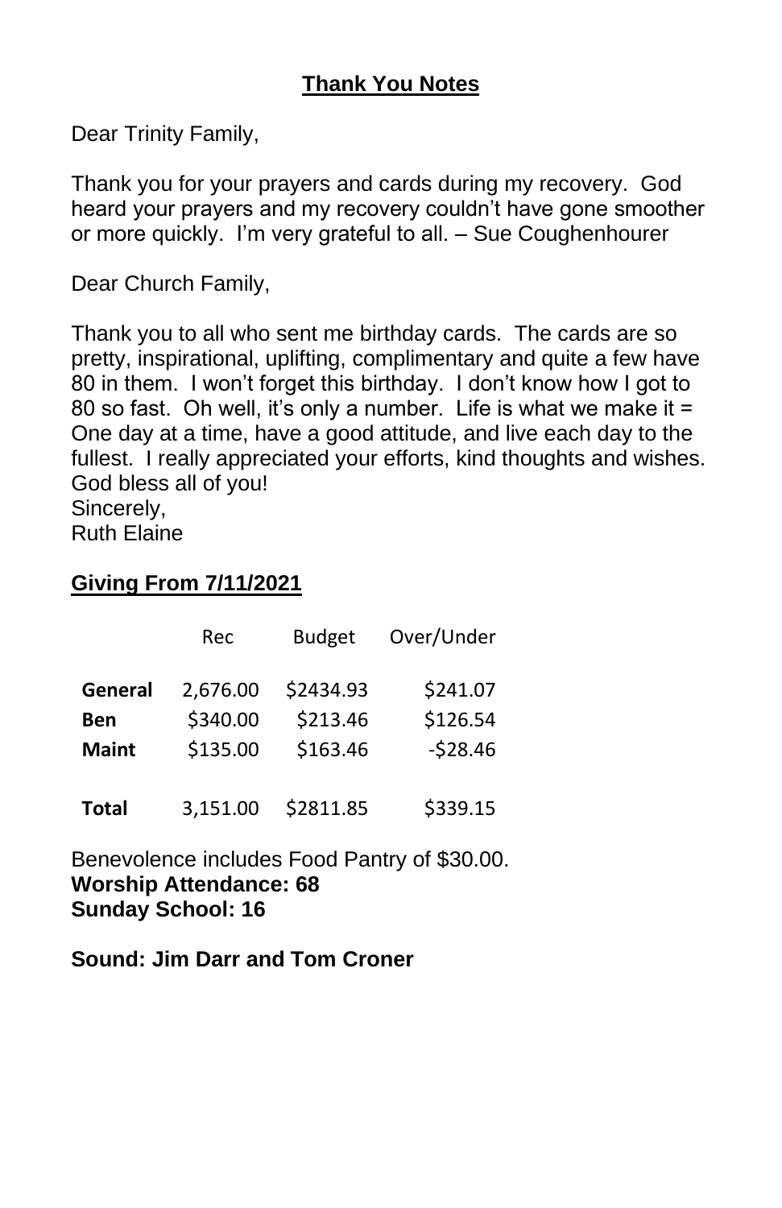## Thank You Notes

Dear Trinity Family,

Thank you for your prayers and cards during my recovery. God heard your prayers and my recovery couldn't have gone smoother or more quickly. I'm very grateful to all. – Sue Coughenhourer

Dear Church Family,

Thank you to all who sent me birthday cards. The cards are so pretty, inspirational, uplifting, complimentary and quite a few have 80 in them. I won't forget this birthday. I don't know how I got to 80 so fast. Oh well, it's only a number. Life is what we make it = One day at a time, have a good attitude, and live each day to the fullest. I really appreciated your efforts, kind thoughts and wishes. God bless all of you!
Sincerely,
Ruth Elaine

## Giving From 7/11/2021

| | Rec | Budget | Over/Under |
|---|---|---|---|
| **General** | 2,676.00 | $2434.93 | $241.07 |
| **Ben** | $340.00 | $213.46 | $126.54 |
| **Maint** | $135.00 | $163.46 | -$28.46 |
| **Total** | 3,151.00 | $2811.85 | $339.15 |

Benevolence includes Food Pantry of $30.00.
**Worship Attendance: 68**
**Sunday School: 16**

**Sound: Jim Darr and Tom Croner**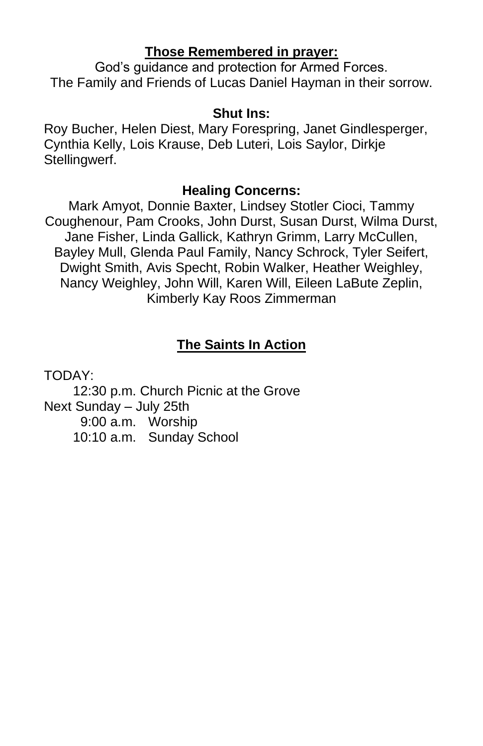**Those Remembered in prayer:**

God's guidance and protection for Armed Forces.
The Family and Friends of Lucas Daniel Hayman in their sorrow.

**Shut Ins:**

Roy Bucher, Helen Diest, Mary Forespring, Janet Gindlesperger, Cynthia Kelly, Lois Krause, Deb Luteri, Lois Saylor, Dirkje Stellingwerf.

**Healing Concerns:**

Mark Amyot, Donnie Baxter, Lindsey Stotler Cioci, Tammy Coughenour, Pam Crooks, John Durst, Susan Durst, Wilma Durst, Jane Fisher, Linda Gallick, Kathryn Grimm, Larry McCullen, Bayley Mull, Glenda Paul Family, Nancy Schrock, Tyler Seifert, Dwight Smith, Avis Specht, Robin Walker, Heather Weighley, Nancy Weighley, John Will, Karen Will, Eileen LaBute Zeplin, Kimberly Kay Roos Zimmerman

**The Saints In Action**

TODAY:

12:30 p.m. Church Picnic at the Grove

Next Sunday – July 25th

9:00 a.m. Worship
10:10 a.m. Sunday School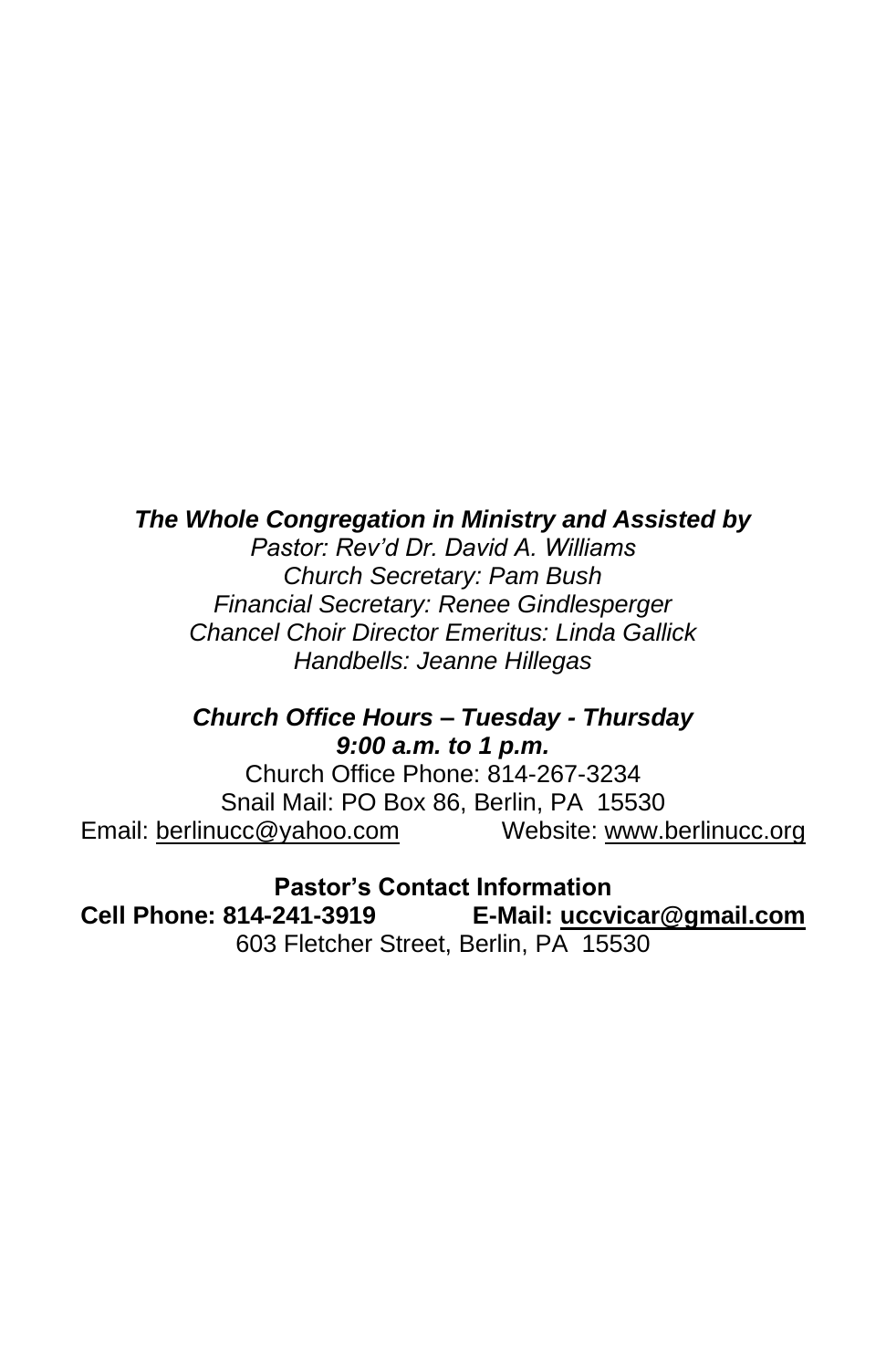***The Whole Congregation in Ministry and Assisted by***

*Pastor: Rev'd Dr. David A. Williams*
*Church Secretary: Pam Bush*
*Financial Secretary: Renee Gindlesperger*
*Chancel Choir Director Emeritus: Linda Gallick*
*Handbells: Jeanne Hillegas*

***Church Office Hours – Tuesday - Thursday***
***9:00 a.m. to 1 p.m.***

Church Office Phone: 814-267-3234
Snail Mail: PO Box 86, Berlin, PA 15530
Email: berlinucc@yahoo.com Website: www.berlinucc.org

**Pastor's Contact Information**
**Cell Phone: 814-241-3919 E-Mail: uccvicar@gmail.com**
603 Fletcher Street, Berlin, PA 15530